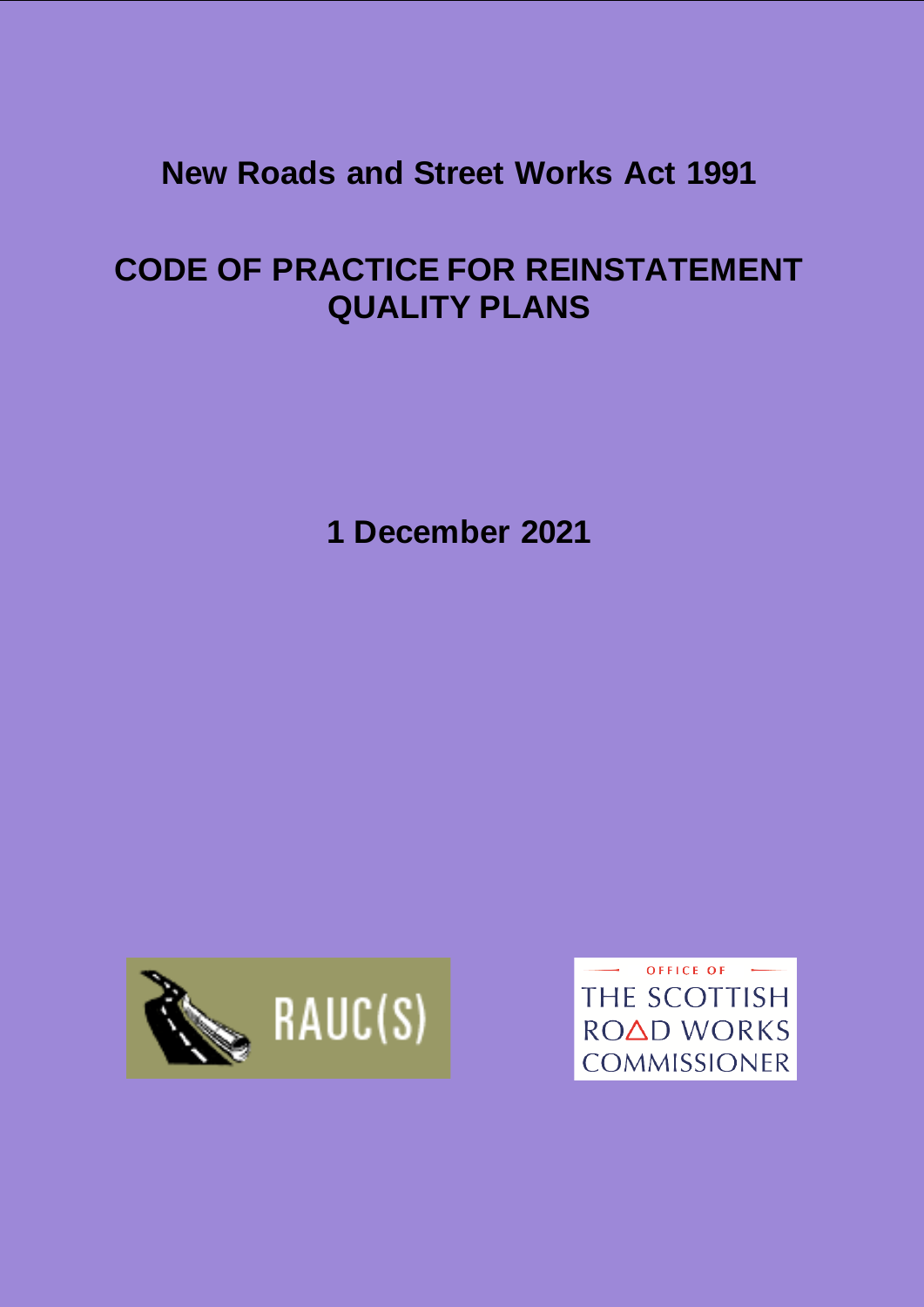# New Roads and Street Works Act 1991

# CODE OF PRACTICE FOR REINSTATEMENT QUALITY PLANS

**1 December 2021**

RAUC(S)

OFFICE OF THE SCOTTISH ROAD WORKS COMMISSIONER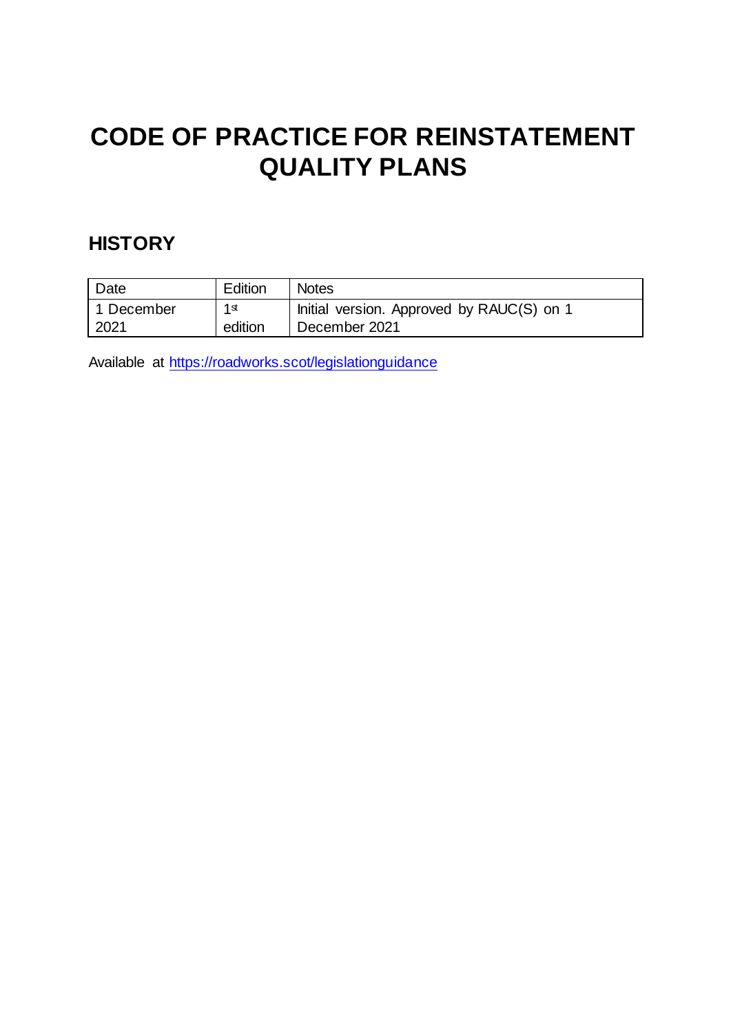# CODE OF PRACTICE FOR REINSTATEMENT QUALITY PLANS

## HISTORY

| Date | Edition | Notes |
| --- | --- | --- |
| 1 December 2021 | 1st edition | Initial version. Approved by RAUC(S) on 1 December 2021 |

Available at https://roadworks.scot/legislationguidance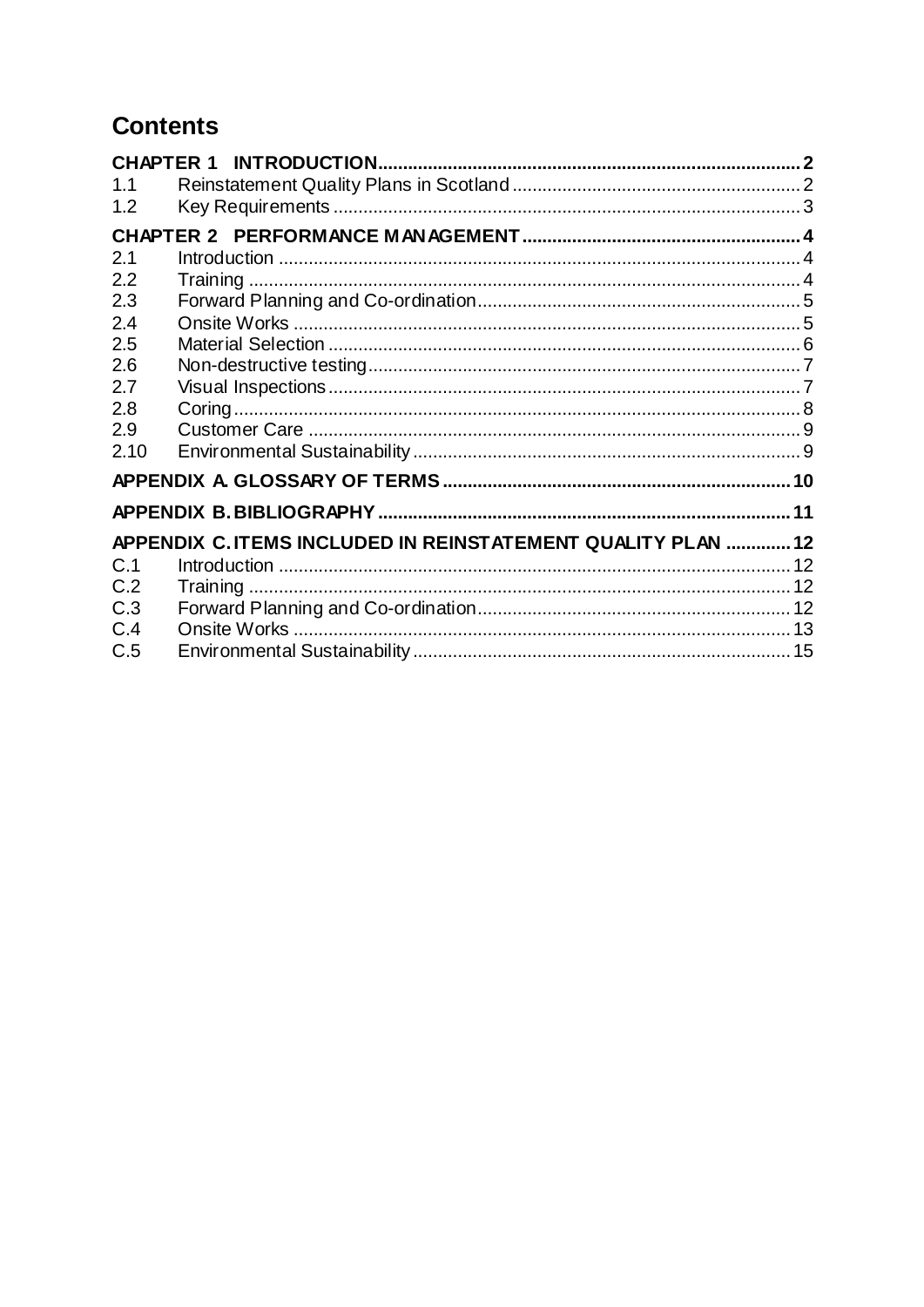# Contents

**CHAPTER 1 INTRODUCTION** .......... **2**

1.1 Reinstatement Quality Plans in Scotland .......... 2

1.2 Key Requirements .......... 3

**CHAPTER 2 PERFORMANCE MANAGEMENT** .......... **4**

2.1 Introduction .......... 4

2.2 Training .......... 4

2.3 Forward Planning and Co-ordination .......... 5

2.4 Onsite Works .......... 5

2.5 Material Selection .......... 6

2.6 Non-destructive testing .......... 7

2.7 Visual Inspections .......... 7

2.8 Coring .......... 8

2.9 Customer Care .......... 9

2.10 Environmental Sustainability .......... 9

**APPENDIX A. GLOSSARY OF TERMS** .......... **10**

**APPENDIX B. BIBLIOGRAPHY** .......... **11**

**APPENDIX C. ITEMS INCLUDED IN REINSTATEMENT QUALITY PLAN** .......... **12**

C.1 Introduction .......... 12

C.2 Training .......... 12

C.3 Forward Planning and Co-ordination .......... 12

C.4 Onsite Works .......... 13

C.5 Environmental Sustainability .......... 15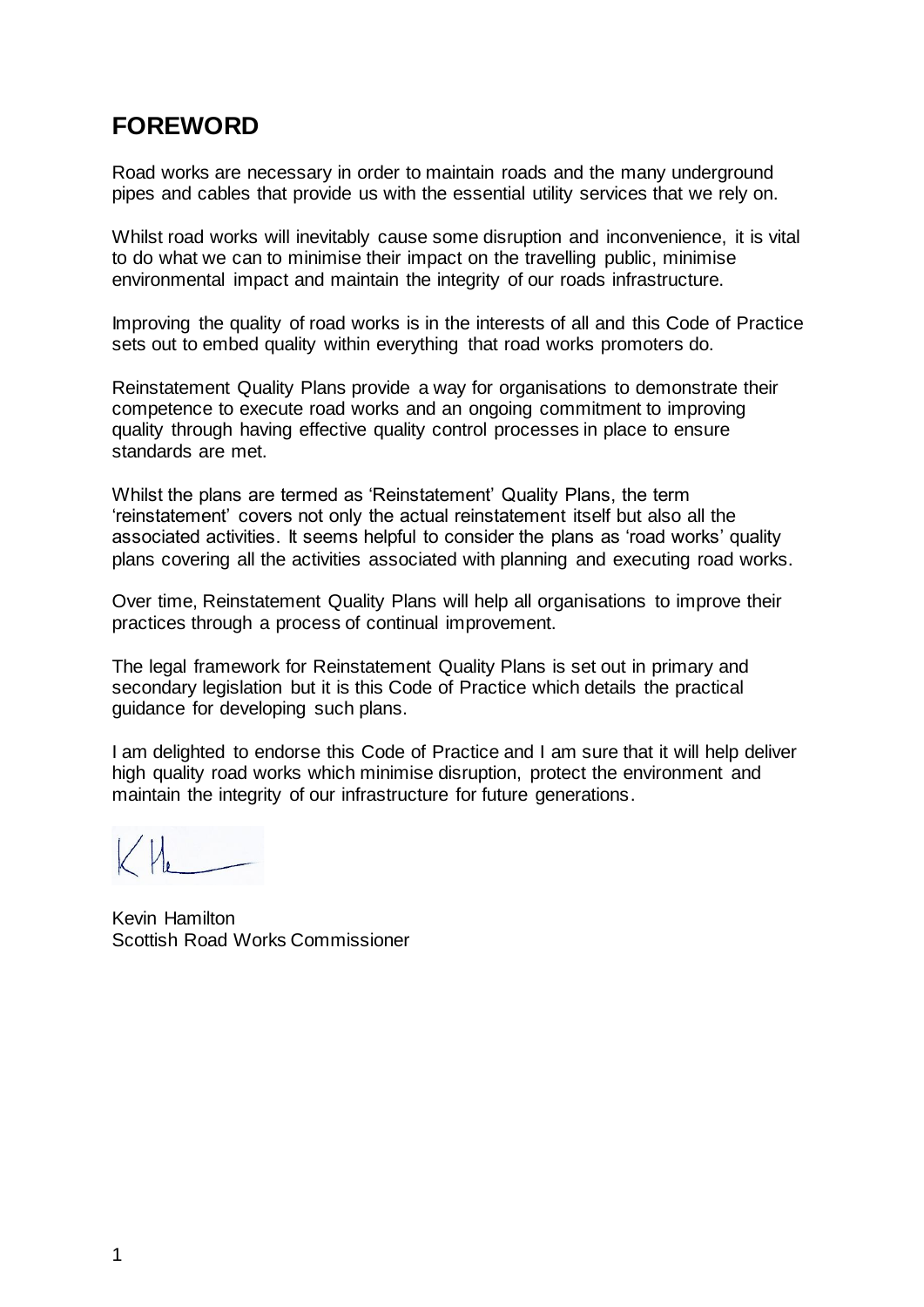## FOREWORD

Road works are necessary in order to maintain roads and the many underground pipes and cables that provide us with the essential utility services that we rely on.

Whilst road works will inevitably cause some disruption and inconvenience, it is vital to do what we can to minimise their impact on the travelling public, minimise environmental impact and maintain the integrity of our roads infrastructure.

Improving the quality of road works is in the interests of all and this Code of Practice sets out to embed quality within everything that road works promoters do.

Reinstatement Quality Plans provide a way for organisations to demonstrate their competence to execute road works and an ongoing commitment to improving quality through having effective quality control processes in place to ensure standards are met.

Whilst the plans are termed as 'Reinstatement' Quality Plans, the term 'reinstatement' covers not only the actual reinstatement itself but also all the associated activities. It seems helpful to consider the plans as 'road works' quality plans covering all the activities associated with planning and executing road works.

Over time, Reinstatement Quality Plans will help all organisations to improve their practices through a process of continual improvement.

The legal framework for Reinstatement Quality Plans is set out in primary and secondary legislation but it is this Code of Practice which details the practical guidance for developing such plans.

I am delighted to endorse this Code of Practice and I am sure that it will help deliver high quality road works which minimise disruption, protect the environment and maintain the integrity of our infrastructure for future generations.

Kevin Hamilton
Scottish Road Works Commissioner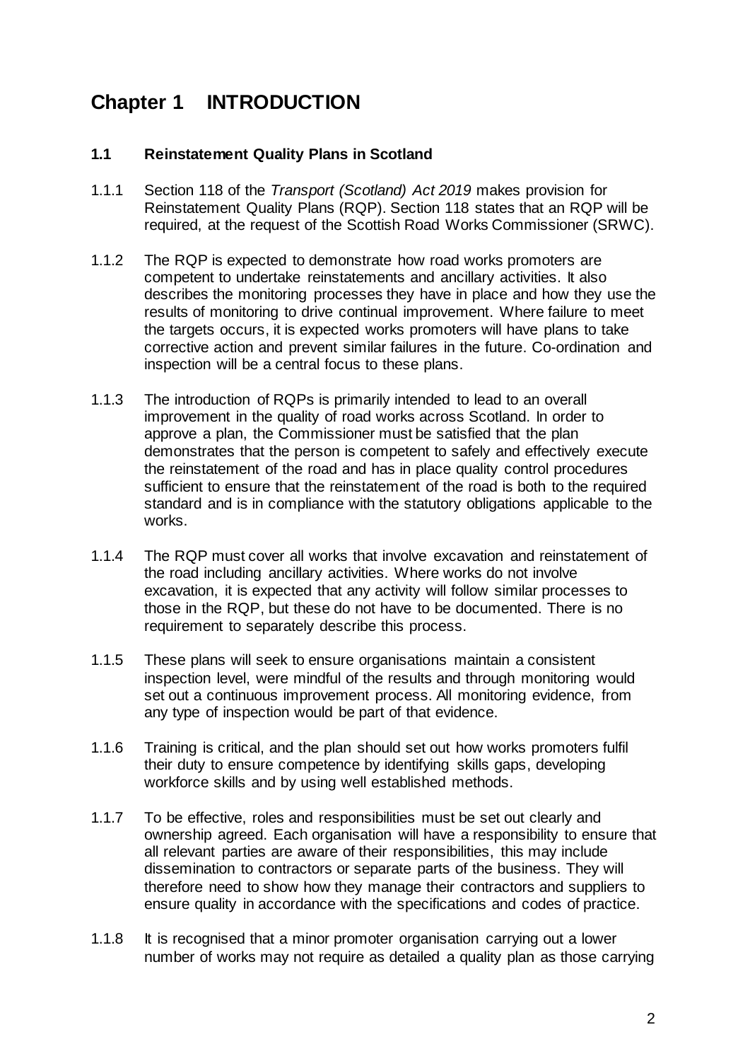# Chapter 1 INTRODUCTION

## 1.1 Reinstatement Quality Plans in Scotland

1.1.1 Section 118 of the *Transport (Scotland) Act 2019* makes provision for Reinstatement Quality Plans (RQP). Section 118 states that an RQP will be required, at the request of the Scottish Road Works Commissioner (SRWC).

1.1.2 The RQP is expected to demonstrate how road works promoters are competent to undertake reinstatements and ancillary activities. It also describes the monitoring processes they have in place and how they use the results of monitoring to drive continual improvement. Where failure to meet the targets occurs, it is expected works promoters will have plans to take corrective action and prevent similar failures in the future. Co-ordination and inspection will be a central focus to these plans.

1.1.3 The introduction of RQPs is primarily intended to lead to an overall improvement in the quality of road works across Scotland. In order to approve a plan, the Commissioner must be satisfied that the plan demonstrates that the person is competent to safely and effectively execute the reinstatement of the road and has in place quality control procedures sufficient to ensure that the reinstatement of the road is both to the required standard and is in compliance with the statutory obligations applicable to the works.

1.1.4 The RQP must cover all works that involve excavation and reinstatement of the road including ancillary activities. Where works do not involve excavation, it is expected that any activity will follow similar processes to those in the RQP, but these do not have to be documented. There is no requirement to separately describe this process.

1.1.5 These plans will seek to ensure organisations maintain a consistent inspection level, were mindful of the results and through monitoring would set out a continuous improvement process. All monitoring evidence, from any type of inspection would be part of that evidence.

1.1.6 Training is critical, and the plan should set out how works promoters fulfil their duty to ensure competence by identifying skills gaps, developing workforce skills and by using well established methods.

1.1.7 To be effective, roles and responsibilities must be set out clearly and ownership agreed. Each organisation will have a responsibility to ensure that all relevant parties are aware of their responsibilities, this may include dissemination to contractors or separate parts of the business. They will therefore need to show how they manage their contractors and suppliers to ensure quality in accordance with the specifications and codes of practice.

1.1.8 It is recognised that a minor promoter organisation carrying out a lower number of works may not require as detailed a quality plan as those carrying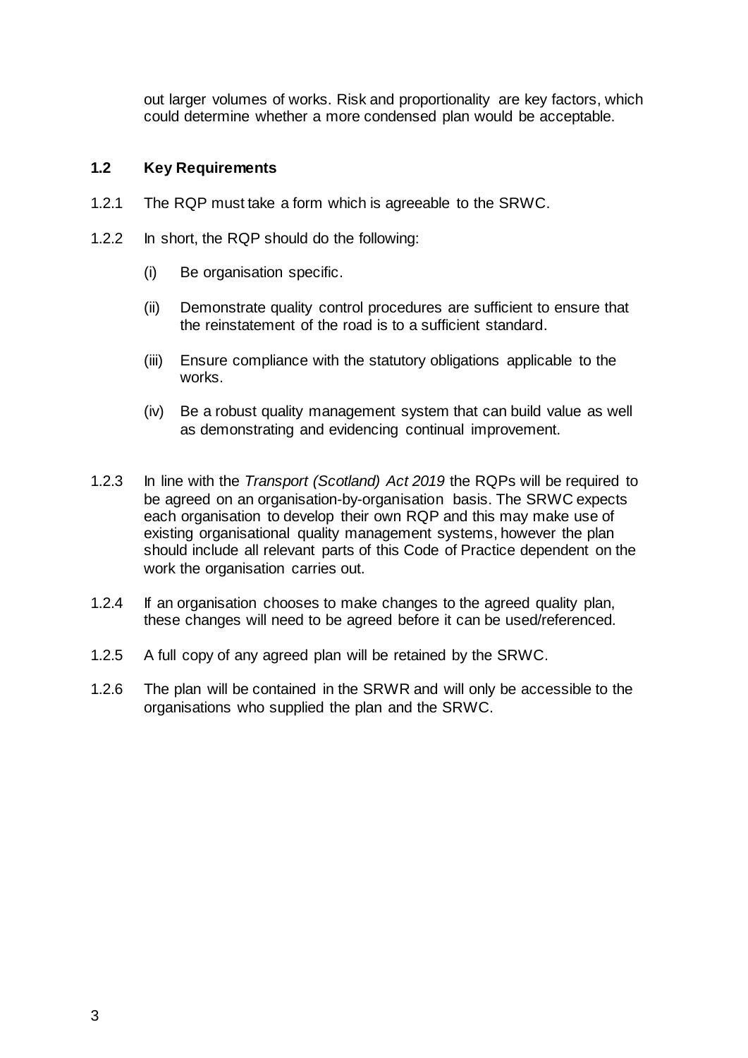out larger volumes of works. Risk and proportionality are key factors, which could determine whether a more condensed plan would be acceptable.

## 1.2 Key Requirements

1.2.1 The RQP must take a form which is agreeable to the SRWC.

1.2.2 In short, the RQP should do the following:

(i) Be organisation specific.

(ii) Demonstrate quality control procedures are sufficient to ensure that the reinstatement of the road is to a sufficient standard.

(iii) Ensure compliance with the statutory obligations applicable to the works.

(iv) Be a robust quality management system that can build value as well as demonstrating and evidencing continual improvement.

1.2.3 In line with the *Transport (Scotland) Act 2019* the RQPs will be required to be agreed on an organisation-by-organisation basis. The SRWC expects each organisation to develop their own RQP and this may make use of existing organisational quality management systems, however the plan should include all relevant parts of this Code of Practice dependent on the work the organisation carries out.

1.2.4 If an organisation chooses to make changes to the agreed quality plan, these changes will need to be agreed before it can be used/referenced.

1.2.5 A full copy of any agreed plan will be retained by the SRWC.

1.2.6 The plan will be contained in the SRWR and will only be accessible to the organisations who supplied the plan and the SRWC.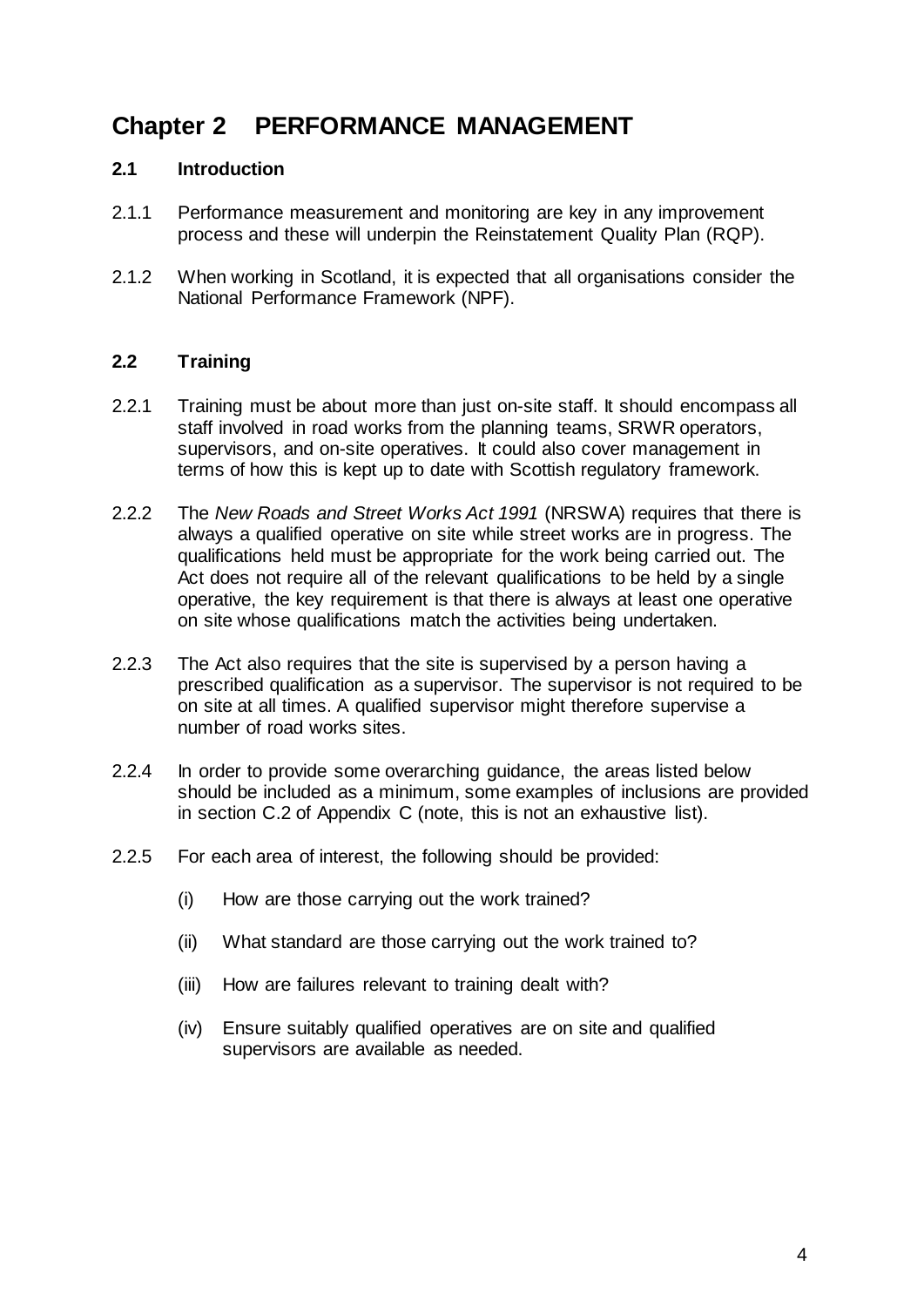# Chapter 2 PERFORMANCE MANAGEMENT

## 2.1 Introduction

2.1.1 Performance measurement and monitoring are key in any improvement process and these will underpin the Reinstatement Quality Plan (RQP).

2.1.2 When working in Scotland, it is expected that all organisations consider the National Performance Framework (NPF).

## 2.2 Training

2.2.1 Training must be about more than just on-site staff. It should encompass all staff involved in road works from the planning teams, SRWR operators, supervisors, and on-site operatives. It could also cover management in terms of how this is kept up to date with Scottish regulatory framework.

2.2.2 The *New Roads and Street Works Act 1991* (NRSWA) requires that there is always a qualified operative on site while street works are in progress. The qualifications held must be appropriate for the work being carried out. The Act does not require all of the relevant qualifications to be held by a single operative, the key requirement is that there is always at least one operative on site whose qualifications match the activities being undertaken.

2.2.3 The Act also requires that the site is supervised by a person having a prescribed qualification as a supervisor. The supervisor is not required to be on site at all times. A qualified supervisor might therefore supervise a number of road works sites.

2.2.4 In order to provide some overarching guidance, the areas listed below should be included as a minimum, some examples of inclusions are provided in section C.2 of Appendix C (note, this is not an exhaustive list).

2.2.5 For each area of interest, the following should be provided:

(i) How are those carrying out the work trained?

(ii) What standard are those carrying out the work trained to?

(iii) How are failures relevant to training dealt with?

(iv) Ensure suitably qualified operatives are on site and qualified supervisors are available as needed.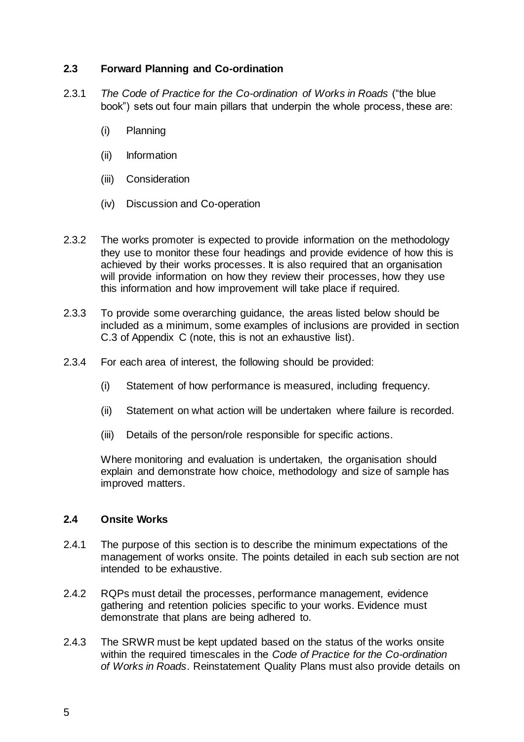## 2.3 Forward Planning and Co-ordination

2.3.1 *The Code of Practice for the Co-ordination of Works in Roads* ("the blue book") sets out four main pillars that underpin the whole process, these are:

(i) Planning

(ii) Information

(iii) Consideration

(iv) Discussion and Co-operation

2.3.2 The works promoter is expected to provide information on the methodology they use to monitor these four headings and provide evidence of how this is achieved by their works processes. It is also required that an organisation will provide information on how they review their processes, how they use this information and how improvement will take place if required.

2.3.3 To provide some overarching guidance, the areas listed below should be included as a minimum, some examples of inclusions are provided in section C.3 of Appendix C (note, this is not an exhaustive list).

2.3.4 For each area of interest, the following should be provided:

(i) Statement of how performance is measured, including frequency.

(ii) Statement on what action will be undertaken where failure is recorded.

(iii) Details of the person/role responsible for specific actions.

Where monitoring and evaluation is undertaken, the organisation should explain and demonstrate how choice, methodology and size of sample has improved matters.

## 2.4 Onsite Works

2.4.1 The purpose of this section is to describe the minimum expectations of the management of works onsite. The points detailed in each sub section are not intended to be exhaustive.

2.4.2 RQPs must detail the processes, performance management, evidence gathering and retention policies specific to your works. Evidence must demonstrate that plans are being adhered to.

2.4.3 The SRWR must be kept updated based on the status of the works onsite within the required timescales in the *Code of Practice for the Co-ordination of Works in Roads*. Reinstatement Quality Plans must also provide details on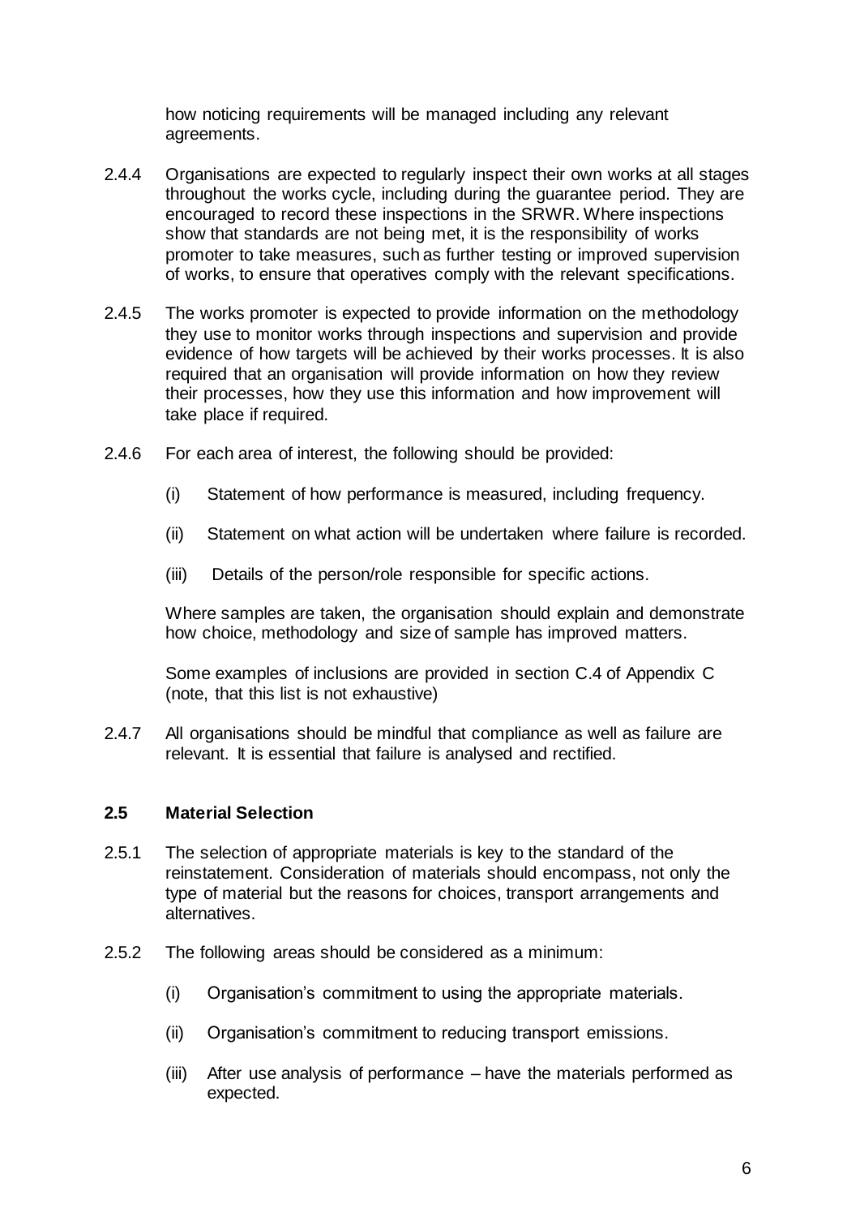how noticing requirements will be managed including any relevant agreements.

2.4.4 Organisations are expected to regularly inspect their own works at all stages throughout the works cycle, including during the guarantee period. They are encouraged to record these inspections in the SRWR. Where inspections show that standards are not being met, it is the responsibility of works promoter to take measures, such as further testing or improved supervision of works, to ensure that operatives comply with the relevant specifications.

2.4.5 The works promoter is expected to provide information on the methodology they use to monitor works through inspections and supervision and provide evidence of how targets will be achieved by their works processes. It is also required that an organisation will provide information on how they review their processes, how they use this information and how improvement will take place if required.

2.4.6 For each area of interest, the following should be provided:

(i) Statement of how performance is measured, including frequency.

(ii) Statement on what action will be undertaken where failure is recorded.

(iii) Details of the person/role responsible for specific actions.

Where samples are taken, the organisation should explain and demonstrate how choice, methodology and size of sample has improved matters.

Some examples of inclusions are provided in section C.4 of Appendix C (note, that this list is not exhaustive)

2.4.7 All organisations should be mindful that compliance as well as failure are relevant. It is essential that failure is analysed and rectified.

### 2.5 Material Selection

2.5.1 The selection of appropriate materials is key to the standard of the reinstatement. Consideration of materials should encompass, not only the type of material but the reasons for choices, transport arrangements and alternatives.

2.5.2 The following areas should be considered as a minimum:

(i) Organisation's commitment to using the appropriate materials.

(ii) Organisation's commitment to reducing transport emissions.

(iii) After use analysis of performance – have the materials performed as expected.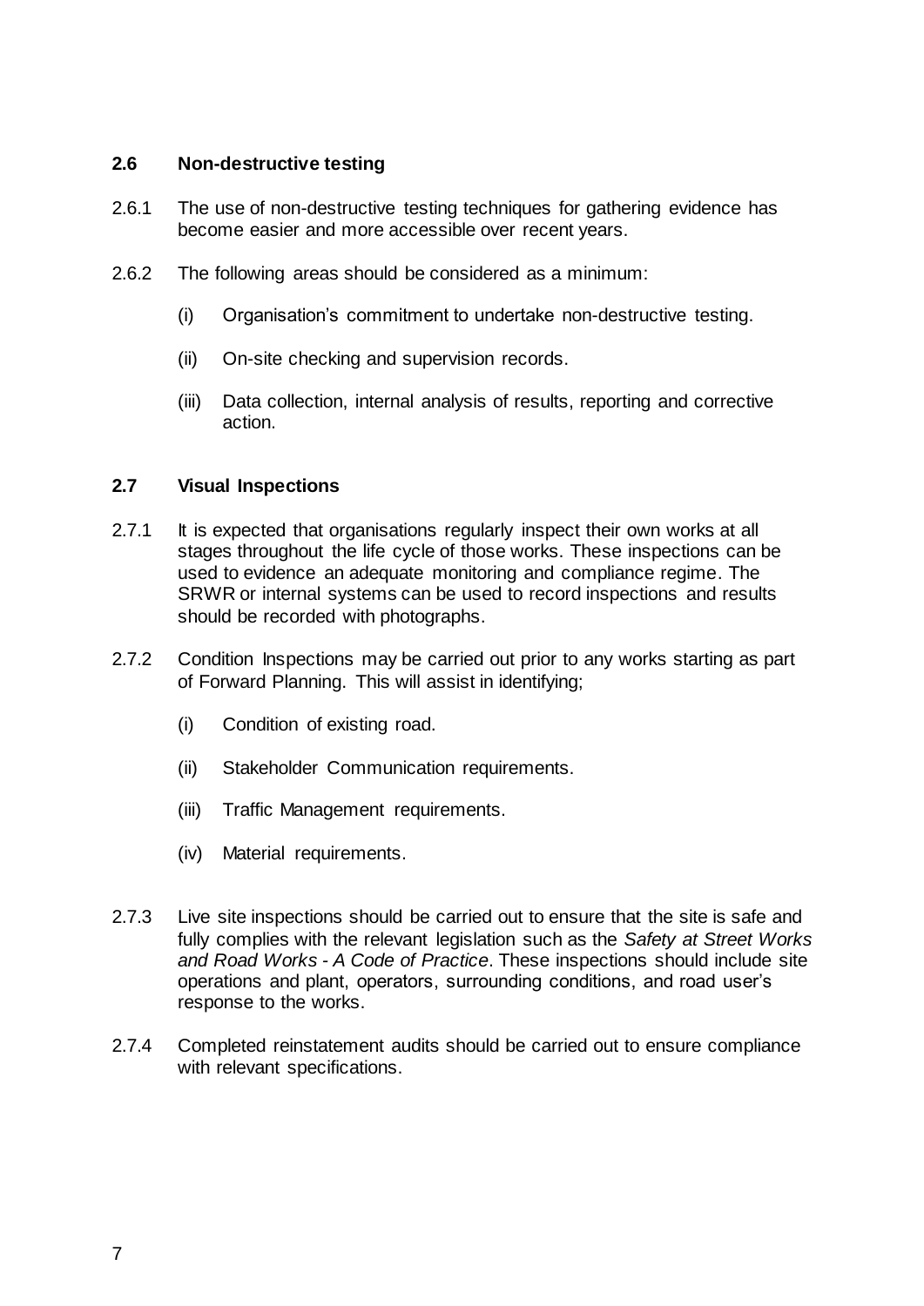## 2.6 Non-destructive testing

2.6.1 The use of non-destructive testing techniques for gathering evidence has become easier and more accessible over recent years.

2.6.2 The following areas should be considered as a minimum:

(i) Organisation's commitment to undertake non-destructive testing.

(ii) On-site checking and supervision records.

(iii) Data collection, internal analysis of results, reporting and corrective action.

## 2.7 Visual Inspections

2.7.1 It is expected that organisations regularly inspect their own works at all stages throughout the life cycle of those works. These inspections can be used to evidence an adequate monitoring and compliance regime. The SRWR or internal systems can be used to record inspections and results should be recorded with photographs.

2.7.2 Condition Inspections may be carried out prior to any works starting as part of Forward Planning. This will assist in identifying;

(i) Condition of existing road.

(ii) Stakeholder Communication requirements.

(iii) Traffic Management requirements.

(iv) Material requirements.

2.7.3 Live site inspections should be carried out to ensure that the site is safe and fully complies with the relevant legislation such as the *Safety at Street Works and Road Works - A Code of Practice*. These inspections should include site operations and plant, operators, surrounding conditions, and road user's response to the works.

2.7.4 Completed reinstatement audits should be carried out to ensure compliance with relevant specifications.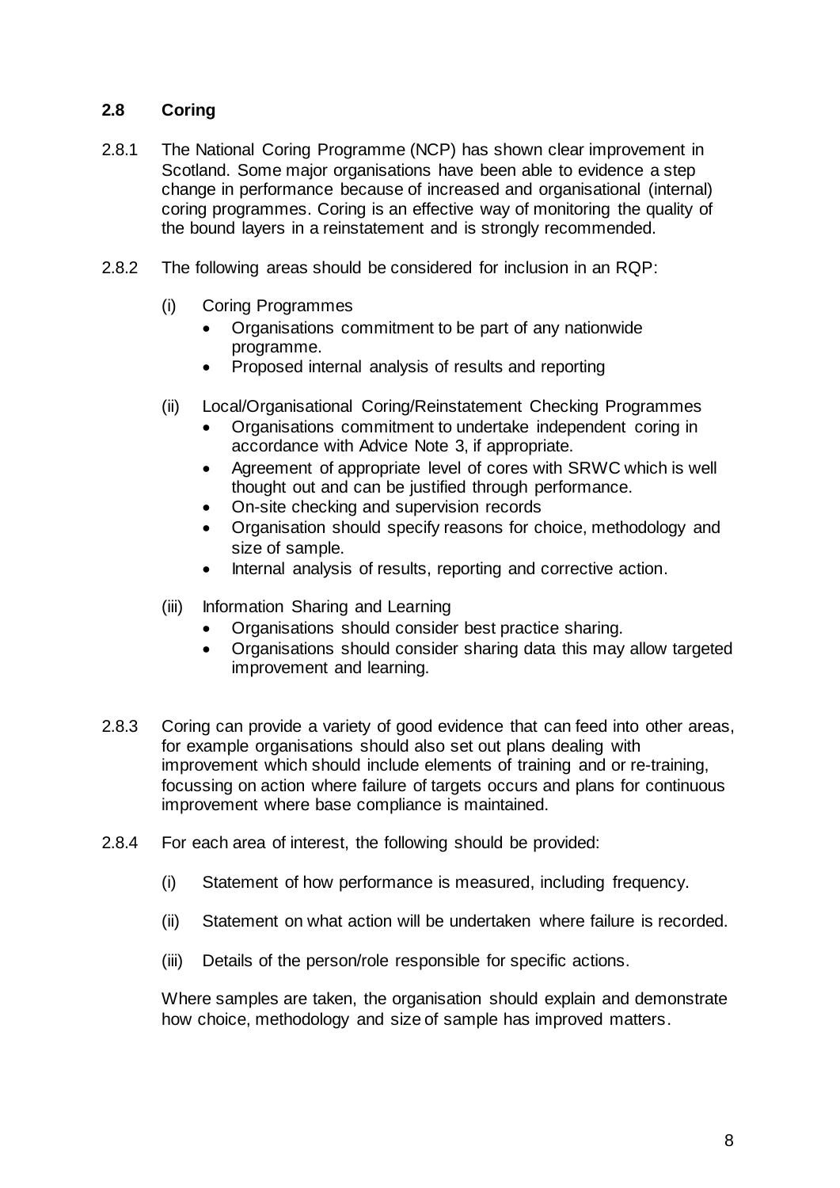## 2.8 Coring

2.8.1 The National Coring Programme (NCP) has shown clear improvement in Scotland. Some major organisations have been able to evidence a step change in performance because of increased and organisational (internal) coring programmes. Coring is an effective way of monitoring the quality of the bound layers in a reinstatement and is strongly recommended.

2.8.2 The following areas should be considered for inclusion in an RQP:

(i) Coring Programmes
- Organisations commitment to be part of any nationwide programme.
- Proposed internal analysis of results and reporting

(ii) Local/Organisational Coring/Reinstatement Checking Programmes
- Organisations commitment to undertake independent coring in accordance with Advice Note 3, if appropriate.
- Agreement of appropriate level of cores with SRWC which is well thought out and can be justified through performance.
- On-site checking and supervision records
- Organisation should specify reasons for choice, methodology and size of sample.
- Internal analysis of results, reporting and corrective action.

(iii) Information Sharing and Learning
- Organisations should consider best practice sharing.
- Organisations should consider sharing data this may allow targeted improvement and learning.

2.8.3 Coring can provide a variety of good evidence that can feed into other areas, for example organisations should also set out plans dealing with improvement which should include elements of training and or re-training, focussing on action where failure of targets occurs and plans for continuous improvement where base compliance is maintained.

2.8.4 For each area of interest, the following should be provided:

(i) Statement of how performance is measured, including frequency.

(ii) Statement on what action will be undertaken where failure is recorded.

(iii) Details of the person/role responsible for specific actions.

Where samples are taken, the organisation should explain and demonstrate how choice, methodology and size of sample has improved matters.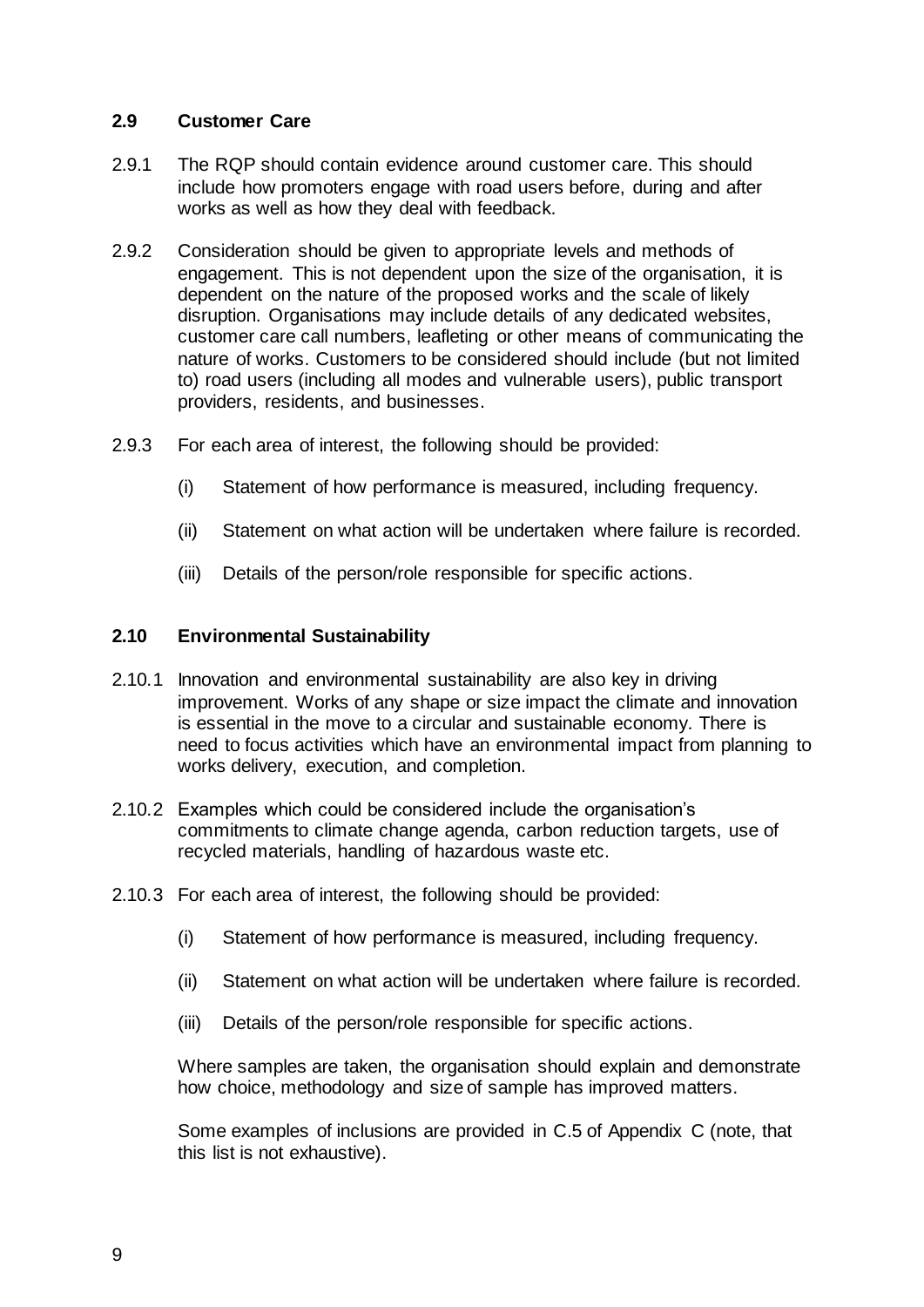### 2.9 Customer Care

2.9.1 The RQP should contain evidence around customer care. This should include how promoters engage with road users before, during and after works as well as how they deal with feedback.

2.9.2 Consideration should be given to appropriate levels and methods of engagement. This is not dependent upon the size of the organisation, it is dependent on the nature of the proposed works and the scale of likely disruption. Organisations may include details of any dedicated websites, customer care call numbers, leafleting or other means of communicating the nature of works. Customers to be considered should include (but not limited to) road users (including all modes and vulnerable users), public transport providers, residents, and businesses.

2.9.3 For each area of interest, the following should be provided:

(i) Statement of how performance is measured, including frequency.

(ii) Statement on what action will be undertaken where failure is recorded.

(iii) Details of the person/role responsible for specific actions.

### 2.10 Environmental Sustainability

2.10.1 Innovation and environmental sustainability are also key in driving improvement. Works of any shape or size impact the climate and innovation is essential in the move to a circular and sustainable economy. There is need to focus activities which have an environmental impact from planning to works delivery, execution, and completion.

2.10.2 Examples which could be considered include the organisation's commitments to climate change agenda, carbon reduction targets, use of recycled materials, handling of hazardous waste etc.

2.10.3 For each area of interest, the following should be provided:

(i) Statement of how performance is measured, including frequency.

(ii) Statement on what action will be undertaken where failure is recorded.

(iii) Details of the person/role responsible for specific actions.

Where samples are taken, the organisation should explain and demonstrate how choice, methodology and size of sample has improved matters.

Some examples of inclusions are provided in C.5 of Appendix C (note, that this list is not exhaustive).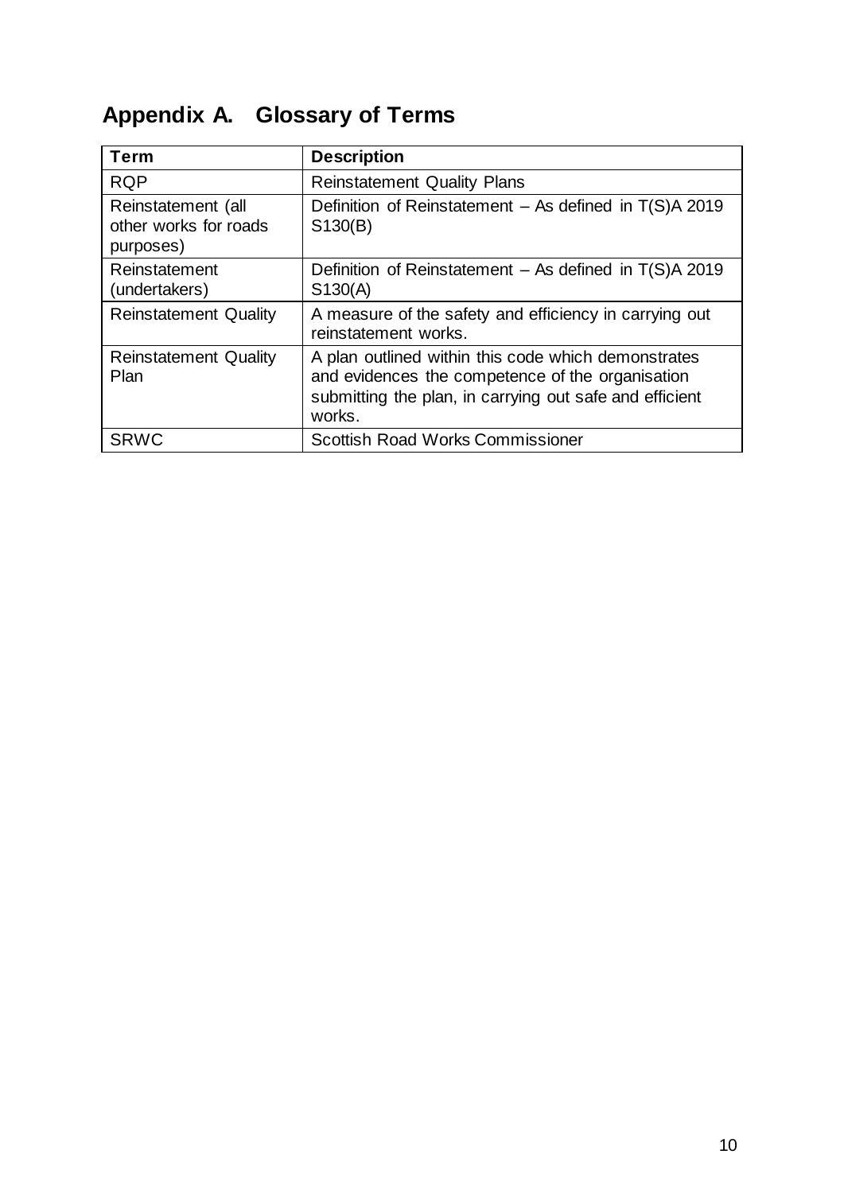# Appendix A. Glossary of Terms

| Term | Description |
| --- | --- |
| RQP | Reinstatement Quality Plans |
| Reinstatement (all other works for roads purposes) | Definition of Reinstatement – As defined in T(S)A 2019 S130(B) |
| Reinstatement (undertakers) | Definition of Reinstatement – As defined in T(S)A 2019 S130(A) |
| Reinstatement Quality | A measure of the safety and efficiency in carrying out reinstatement works. |
| Reinstatement Quality Plan | A plan outlined within this code which demonstrates and evidences the competence of the organisation submitting the plan, in carrying out safe and efficient works. |
| SRWC | Scottish Road Works Commissioner |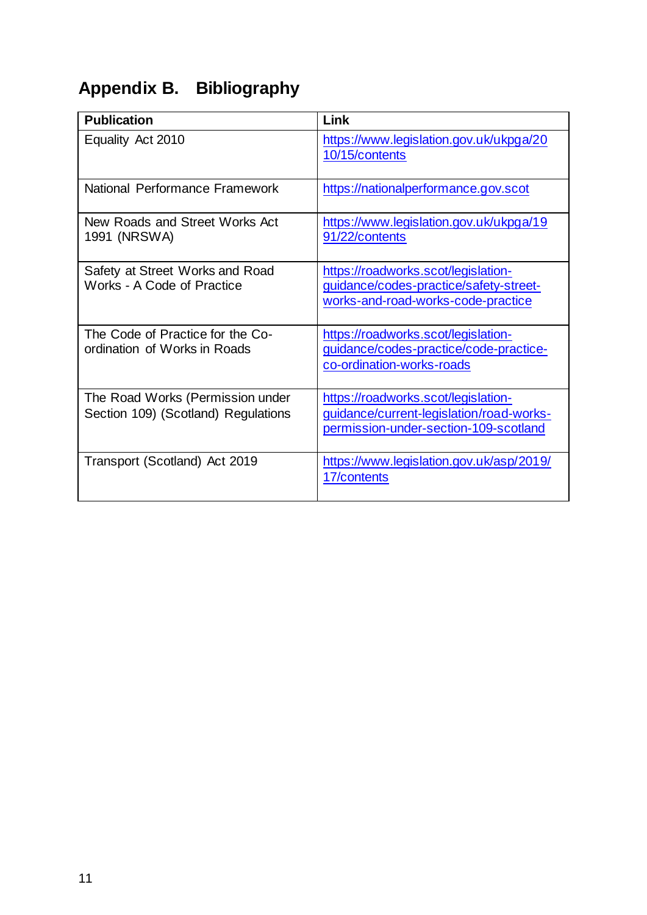# Appendix B. Bibliography

| Publication | Link |
|---|---|
| Equality Act 2010 | https://www.legislation.gov.uk/ukpga/2010/15/contents |
| National Performance Framework | https://nationalperformance.gov.scot |
| New Roads and Street Works Act 1991 (NRSWA) | https://www.legislation.gov.uk/ukpga/1991/22/contents |
| Safety at Street Works and Road Works - A Code of Practice | https://roadworks.scot/legislation-guidance/codes-practice/safety-street-works-and-road-works-code-practice |
| The Code of Practice for the Co-ordination of Works in Roads | https://roadworks.scot/legislation-guidance/codes-practice/code-practice-co-ordination-works-roads |
| The Road Works (Permission under Section 109) (Scotland) Regulations | https://roadworks.scot/legislation-guidance/current-legislation/road-works-permission-under-section-109-scotland |
| Transport (Scotland) Act 2019 | https://www.legislation.gov.uk/asp/2019/17/contents |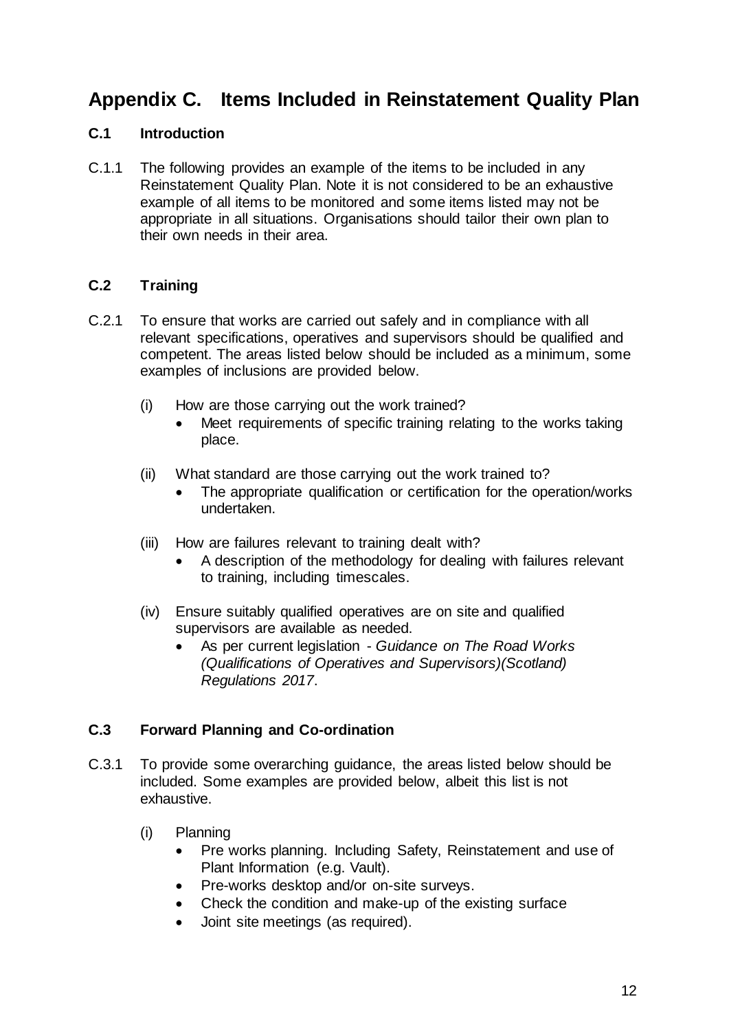# Appendix C. Items Included in Reinstatement Quality Plan

## C.1 Introduction

C.1.1 The following provides an example of the items to be included in any Reinstatement Quality Plan. Note it is not considered to be an exhaustive example of all items to be monitored and some items listed may not be appropriate in all situations. Organisations should tailor their own plan to their own needs in their area.

## C.2 Training

C.2.1 To ensure that works are carried out safely and in compliance with all relevant specifications, operatives and supervisors should be qualified and competent. The areas listed below should be included as a minimum, some examples of inclusions are provided below.

(i) How are those carrying out the work trained?
- Meet requirements of specific training relating to the works taking place.

(ii) What standard are those carrying out the work trained to?
- The appropriate qualification or certification for the operation/works undertaken.

(iii) How are failures relevant to training dealt with?
- A description of the methodology for dealing with failures relevant to training, including timescales.

(iv) Ensure suitably qualified operatives are on site and qualified supervisors are available as needed.
- As per current legislation - *Guidance on The Road Works (Qualifications of Operatives and Supervisors)(Scotland) Regulations 2017*.

## C.3 Forward Planning and Co-ordination

C.3.1 To provide some overarching guidance, the areas listed below should be included. Some examples are provided below, albeit this list is not exhaustive.

(i) Planning
- Pre works planning. Including Safety, Reinstatement and use of Plant Information (e.g. Vault).
- Pre-works desktop and/or on-site surveys.
- Check the condition and make-up of the existing surface
- Joint site meetings (as required).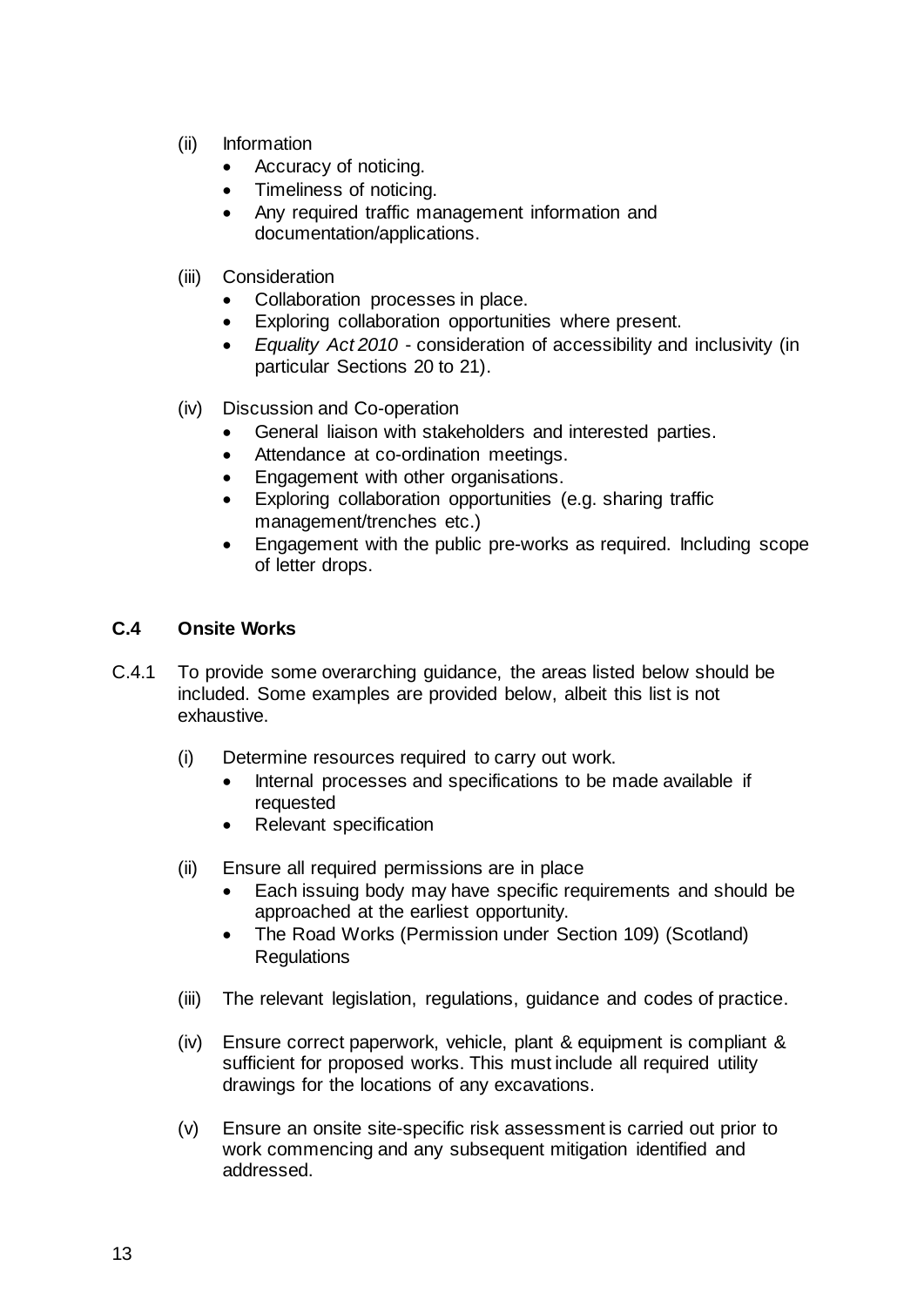(ii) Information

- Accuracy of noticing.
- Timeliness of noticing.
- Any required traffic management information and documentation/applications.

(iii) Consideration

- Collaboration processes in place.
- Exploring collaboration opportunities where present.
- *Equality Act 2010* - consideration of accessibility and inclusivity (in particular Sections 20 to 21).

(iv) Discussion and Co-operation

- General liaison with stakeholders and interested parties.
- Attendance at co-ordination meetings.
- Engagement with other organisations.
- Exploring collaboration opportunities (e.g. sharing traffic management/trenches etc.)
- Engagement with the public pre-works as required. Including scope of letter drops.

### C.4 Onsite Works

C.4.1 To provide some overarching guidance, the areas listed below should be included. Some examples are provided below, albeit this list is not exhaustive.

(i) Determine resources required to carry out work.

- Internal processes and specifications to be made available if requested
- Relevant specification

(ii) Ensure all required permissions are in place

- Each issuing body may have specific requirements and should be approached at the earliest opportunity.
- The Road Works (Permission under Section 109) (Scotland) Regulations

(iii) The relevant legislation, regulations, guidance and codes of practice.

(iv) Ensure correct paperwork, vehicle, plant & equipment is compliant & sufficient for proposed works. This must include all required utility drawings for the locations of any excavations.

(v) Ensure an onsite site-specific risk assessment is carried out prior to work commencing and any subsequent mitigation identified and addressed.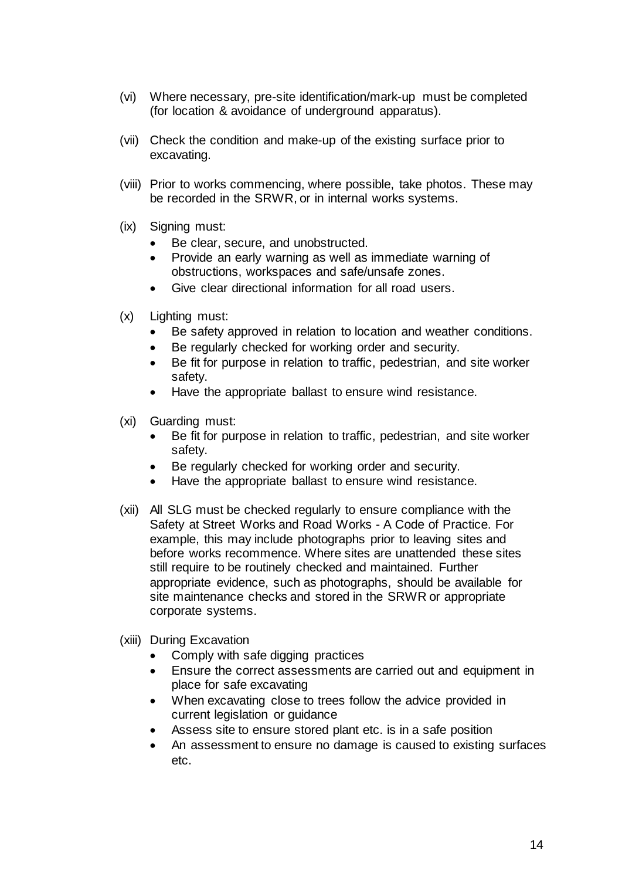(vi) Where necessary, pre-site identification/mark-up must be completed (for location & avoidance of underground apparatus).

(vii) Check the condition and make-up of the existing surface prior to excavating.

(viii) Prior to works commencing, where possible, take photos. These may be recorded in the SRWR, or in internal works systems.

(ix) Signing must:

- Be clear, secure, and unobstructed.
- Provide an early warning as well as immediate warning of obstructions, workspaces and safe/unsafe zones.
- Give clear directional information for all road users.

(x) Lighting must:

- Be safety approved in relation to location and weather conditions.
- Be regularly checked for working order and security.
- Be fit for purpose in relation to traffic, pedestrian, and site worker safety.
- Have the appropriate ballast to ensure wind resistance.

(xi) Guarding must:

- Be fit for purpose in relation to traffic, pedestrian, and site worker safety.
- Be regularly checked for working order and security.
- Have the appropriate ballast to ensure wind resistance.

(xii) All SLG must be checked regularly to ensure compliance with the Safety at Street Works and Road Works - A Code of Practice. For example, this may include photographs prior to leaving sites and before works recommence. Where sites are unattended these sites still require to be routinely checked and maintained. Further appropriate evidence, such as photographs, should be available for site maintenance checks and stored in the SRWR or appropriate corporate systems.

(xiii) During Excavation

- Comply with safe digging practices
- Ensure the correct assessments are carried out and equipment in place for safe excavating
- When excavating close to trees follow the advice provided in current legislation or guidance
- Assess site to ensure stored plant etc. is in a safe position
- An assessment to ensure no damage is caused to existing surfaces etc.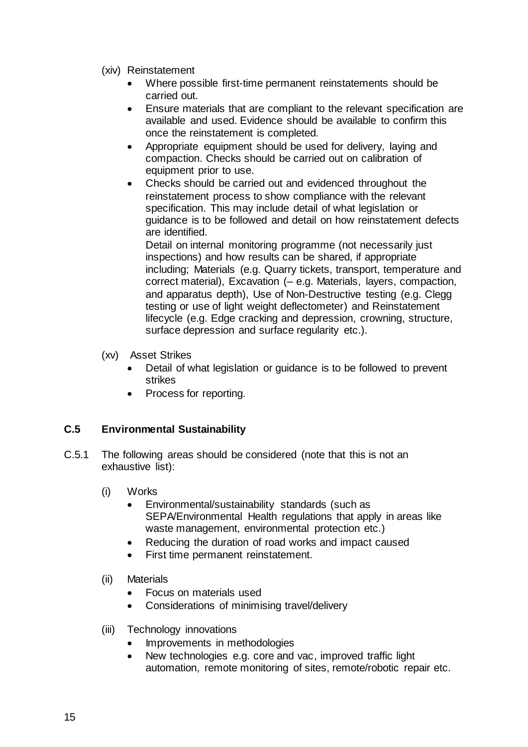(xiv) Reinstatement

- Where possible first-time permanent reinstatements should be carried out.
- Ensure materials that are compliant to the relevant specification are available and used. Evidence should be available to confirm this once the reinstatement is completed.
- Appropriate equipment should be used for delivery, laying and compaction. Checks should be carried out on calibration of equipment prior to use.
- Checks should be carried out and evidenced throughout the reinstatement process to show compliance with the relevant specification. This may include detail of what legislation or guidance is to be followed and detail on how reinstatement defects are identified.

  Detail on internal monitoring programme (not necessarily just inspections) and how results can be shared, if appropriate including; Materials (e.g. Quarry tickets, transport, temperature and correct material), Excavation (– e.g. Materials, layers, compaction, and apparatus depth), Use of Non-Destructive testing (e.g. Clegg testing or use of light weight deflectometer) and Reinstatement lifecycle (e.g. Edge cracking and depression, crowning, structure, surface depression and surface regularity etc.).

(xv) Asset Strikes

- Detail of what legislation or guidance is to be followed to prevent strikes
- Process for reporting.

## C.5 Environmental Sustainability

C.5.1 The following areas should be considered (note that this is not an exhaustive list):

(i) Works

- Environmental/sustainability standards (such as SEPA/Environmental Health regulations that apply in areas like waste management, environmental protection etc.)
- Reducing the duration of road works and impact caused
- First time permanent reinstatement.

(ii) Materials

- Focus on materials used
- Considerations of minimising travel/delivery

(iii) Technology innovations

- Improvements in methodologies
- New technologies e.g. core and vac, improved traffic light automation, remote monitoring of sites, remote/robotic repair etc.